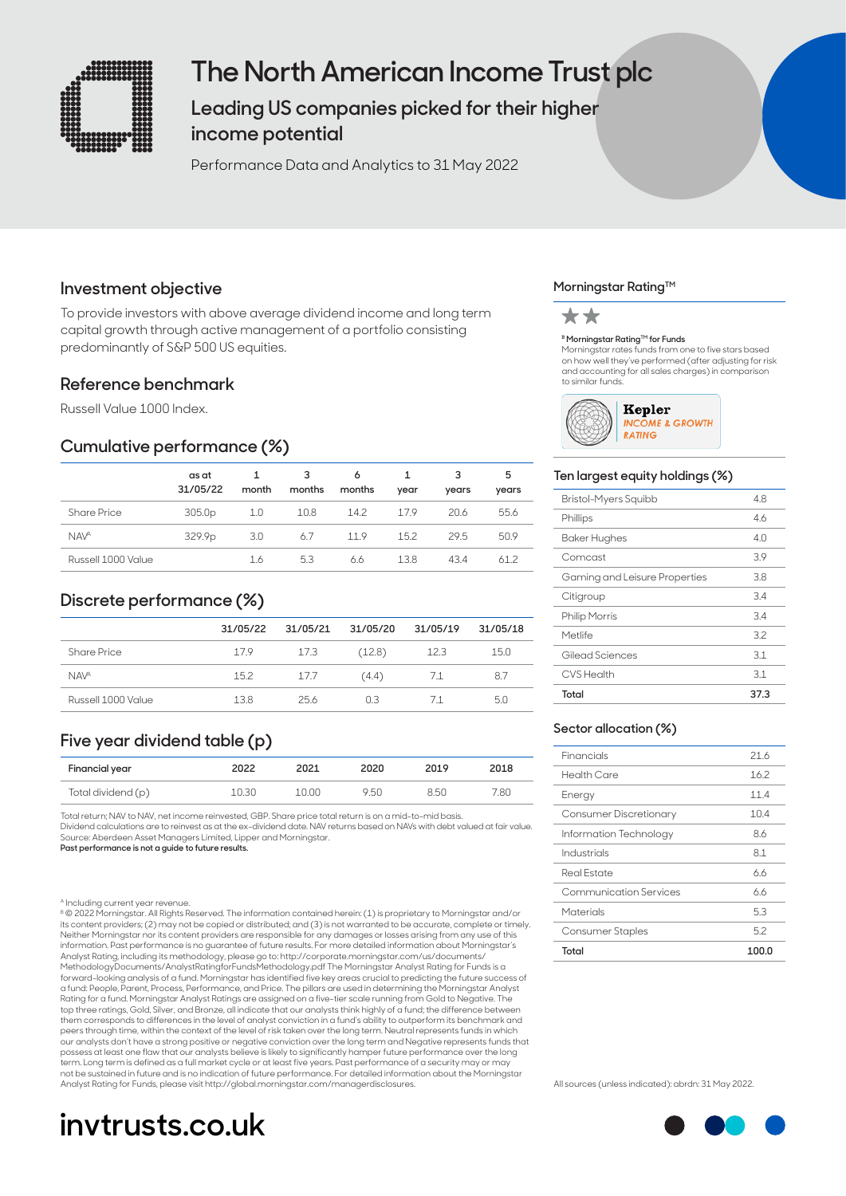# The North American Income Trust plc

## Leading US companies picked for their higher income potential

Performance Data and Analytics to 31 May 2022

## Investment objective

To provide investors with above average dividend income and long term capital growth through active management of a portfolio consisting predominantly of S&P 500 US equities.

## Reference benchmark

Russell Value 1000 Index.

## Cumulative performance (%)

| | as at 31/05/22 | 1 month | 3 months | 6 months | 1 year | 3 years | 5 years |
|---|---|---|---|---|---|---|---|
| Share Price | 305.0p | 1.0 | 10.8 | 14.2 | 17.9 | 20.6 | 55.6 |
| NAV[A] | 329.9p | 3.0 | 6.7 | 11.9 | 15.2 | 29.5 | 50.9 |
| Russell 1000 Value | | 1.6 | 5.3 | 6.6 | 13.8 | 43.4 | 61.2 |

## Discrete performance (%)

| | 31/05/22 | 31/05/21 | 31/05/20 | 31/05/19 | 31/05/18 |
|---|---|---|---|---|---|
| Share Price | 17.9 | 17.3 | (12.8) | 12.3 | 15.0 |
| NAV[A] | 15.2 | 17.7 | (4.4) | 7.1 | 8.7 |
| Russell 1000 Value | 13.8 | 25.6 | 0.3 | 7.1 | 5.0 |

## Five year dividend table (p)

| Financial year | 2022 | 2021 | 2020 | 2019 | 2018 |
|---|---|---|---|---|---|
| Total dividend (p) | 10.30 | 10.00 | 9.50 | 8.50 | 7.80 |

Total return; NAV to NAV, net income reinvested, GBP. Share price total return is on a mid-to-mid basis.
Dividend calculations are to reinvest as at the ex-dividend date. NAV returns based on NAVs with debt valued at fair value.
Source: Aberdeen Asset Managers Limited, Lipper and Morningstar.
**Past performance is not a guide to future results.**

[A] Including current year revenue.
[B] © 2022 Morningstar. All Rights Reserved. The information contained herein: (1) is proprietary to Morningstar and/or its content providers; (2) may not be copied or distributed; and (3) is not warranted to be accurate, complete or timely. Neither Morningstar nor its content providers are responsible for any damages or losses arising from any use of this information. Past performance is no guarantee of future results. For more detailed information about Morningstar's Analyst Rating, including its methodology, please go to: http://corporate.morningstar.com/us/documents/MethodologyDocuments/AnalystRatingforFundsMethodology.pdf The Morningstar Analyst Rating for Funds is a forward-looking analysis of a fund. Morningstar has identified five key areas crucial to predicting the future success of a fund: People, Parent, Process, Performance, and Price. The pillars are used in determining the Morningstar Analyst Rating for a fund. Morningstar Analyst Ratings are assigned on a five-tier scale running from Gold to Negative. The top three ratings, Gold, Silver, and Bronze, all indicate that our analysts think highly of a fund; the difference between them corresponds to differences in the level of analyst conviction in a fund's ability to outperform its benchmark and peers through time, within the context of the level of risk taken over the long term. Neutral represents funds in which our analysts don't have a strong positive or negative conviction over the long term and Negative represents funds that possess at least one flaw that our analysts believe is likely to significantly hamper future performance over the long term. Long term is defined as a full market cycle or at least five years. Past performance of a security may or may not be sustained in future and is no indication of future performance. For detailed information about the Morningstar Analyst Rating for Funds, please visit http://global.morningstar.com/managerdisclosures.

## Morningstar Rating™

★★

[B] Morningstar Rating™ for Funds
Morningstar rates funds from one to five stars based on how well they've performed (after adjusting for risk and accounting for all sales charges) in comparison to similar funds.

Kepler INCOME & GROWTH RATING

## Ten largest equity holdings (%)

| | |
|---|---|
| Bristol-Myers Squibb | 4.8 |
| Phillips | 4.6 |
| Baker Hughes | 4.0 |
| Comcast | 3.9 |
| Gaming and Leisure Properties | 3.8 |
| Citigroup | 3.4 |
| Philip Morris | 3.4 |
| Metlife | 3.2 |
| Gilead Sciences | 3.1 |
| CVS Health | 3.1 |
| **Total** | **37.3** |

## Sector allocation (%)

| | |
|---|---|
| Financials | 21.6 |
| Health Care | 16.2 |
| Energy | 11.4 |
| Consumer Discretionary | 10.4 |
| Information Technology | 8.6 |
| Industrials | 8.1 |
| Real Estate | 6.6 |
| Communication Services | 6.6 |
| Materials | 5.3 |
| Consumer Staples | 5.2 |
| **Total** | **100.0** |

All sources (unless indicated): abrdn: 31 May 2022.

invtrusts.co.uk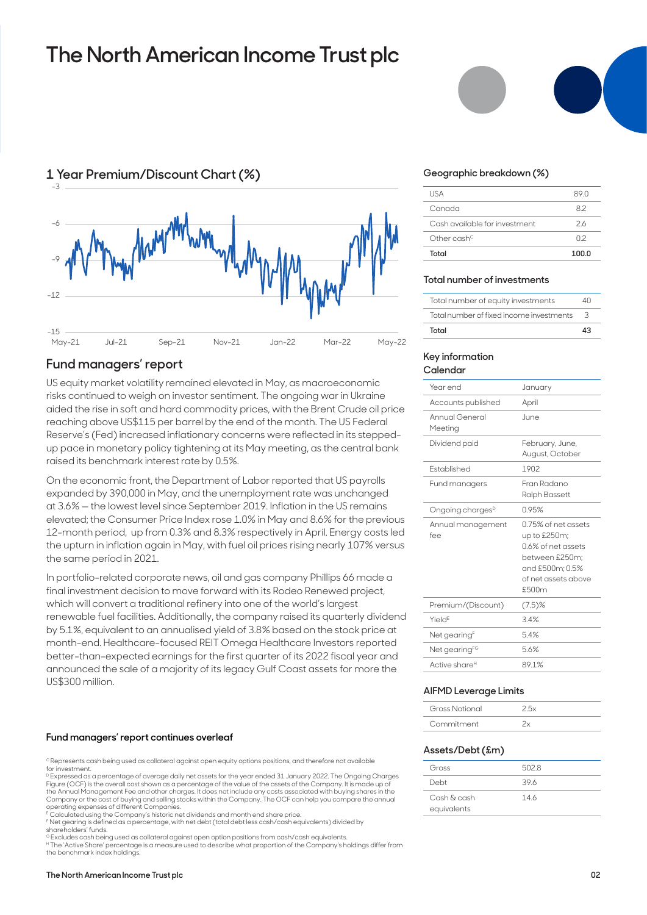# The North American Income Trust plc

## 1 Year Premium/Discount Chart (%)

## Fund managers' report

US equity market volatility remained elevated in May, as macroeconomic risks continued to weigh on investor sentiment. The ongoing war in Ukraine aided the rise in soft and hard commodity prices, with the Brent Crude oil price reaching above US$115 per barrel by the end of the month. The US Federal Reserve's (Fed) increased inflationary concerns were reflected in its stepped-up pace in monetary policy tightening at its May meeting, as the central bank raised its benchmark interest rate by 0.5%.

On the economic front, the Department of Labor reported that US payrolls expanded by 390,000 in May, and the unemployment rate was unchanged at 3.6% – the lowest level since September 2019. Inflation in the US remains elevated; the Consumer Price Index rose 1.0% in May and 8.6% for the previous 12-month period, up from 0.3% and 8.3% respectively in April. Energy costs led the upturn in inflation again in May, with fuel oil prices rising nearly 107% versus the same period in 2021.

In portfolio-related corporate news, oil and gas company Phillips 66 made a final investment decision to move forward with its Rodeo Renewed project, which will convert a traditional refinery into one of the world's largest renewable fuel facilities. Additionally, the company raised its quarterly dividend by 5.1%, equivalent to an annualised yield of 3.8% based on the stock price at month-end. Healthcare-focused REIT Omega Healthcare Investors reported better-than-expected earnings for the first quarter of its 2022 fiscal year and announced the sale of a majority of its legacy Gulf Coast assets for more the US$300 million.

**Fund managers' report continues overleaf**

### Geographic breakdown (%)

| | |
|---|---|
| USA | 89.0 |
| Canada | 8.2 |
| Cash available for investment | 2.6 |
| Other cash[C] | 0.2 |
| **Total** | **100.0** |

### Total number of investments

| | |
|---|---|
| Total number of equity investments | 40 |
| Total number of fixed income investments | 3 |
| **Total** | **43** |

### Key information Calendar

| | |
|---|---|
| Year end | January |
| Accounts published | April |
| Annual General Meeting | June |
| Dividend paid | February, June, August, October |
| Established | 1902 |
| Fund managers | Fran Radano Ralph Bassett |
| Ongoing charges[D] | 0.95% |
| Annual management fee | 0.75% of net assets up to £250m; 0.6% of net assets between £250m; and £500m; 0.5% of net assets above £500m |
| Premium/(Discount) | (7.5)% |
| Yield[E] | 3.4% |
| Net gearing[F] | 5.4% |
| Net gearing[FG] | 5.6% |
| Active share[H] | 89.1% |

### AIFMD Leverage Limits

| | |
|---|---|
| Gross Notional | 2.5x |
| Commitment | 2x |

### Assets/Debt (£m)

| | |
|---|---|
| Gross | 502.8 |
| Debt | 39.6 |
| Cash & cash equivalents | 14.6 |

[C] Represents cash being used as collateral against open equity options positions, and therefore not available for investment.
[D] Expressed as a percentage of average daily net assets for the year ended 31 January 2022. The Ongoing Charges Figure (OCF) is the overall cost shown as a percentage of the value of the assets of the Company. It is made up of the Annual Management Fee and other charges. It does not include any costs associated with buying shares in the Company or the cost of buying and selling stocks within the Company. The OCF can help you compare the annual operating expenses of different Companies.
[E] Calculated using the Company's historic net dividends and month end share price.
[F] Net gearing is defined as a percentage, with net debt (total debt less cash/cash equivalents) divided by shareholders' funds.
[G] Excludes cash being used as collateral against open option positions from cash/cash equivalents.
[H] The 'Active Share' percentage is a measure used to describe what proportion of the Company's holdings differ from the benchmark index holdings.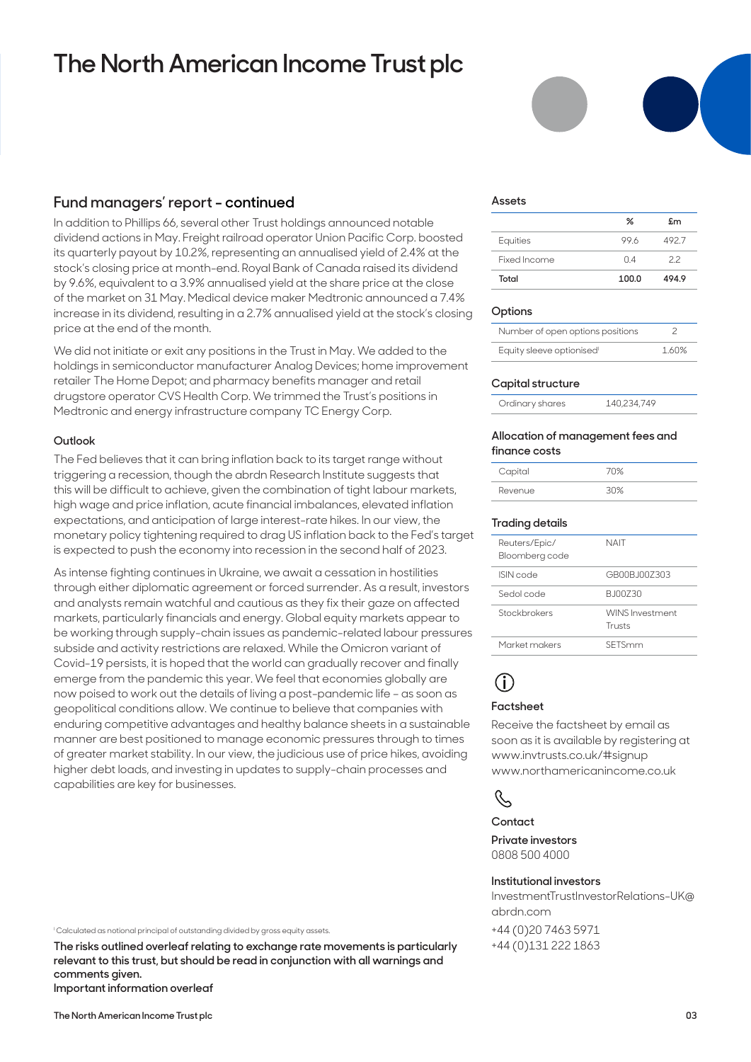# The North American Income Trust plc

## Fund managers' report - continued

In addition to Phillips 66, several other Trust holdings announced notable dividend actions in May. Freight railroad operator Union Pacific Corp. boosted its quarterly payout by 10.2%, representing an annualised yield of 2.4% at the stock's closing price at month-end. Royal Bank of Canada raised its dividend by 9.6%, equivalent to a 3.9% annualised yield at the share price at the close of the market on 31 May. Medical device maker Medtronic announced a 7.4% increase in its dividend, resulting in a 2.7% annualised yield at the stock's closing price at the end of the month.

We did not initiate or exit any positions in the Trust in May. We added to the holdings in semiconductor manufacturer Analog Devices; home improvement retailer The Home Depot; and pharmacy benefits manager and retail drugstore operator CVS Health Corp. We trimmed the Trust's positions in Medtronic and energy infrastructure company TC Energy Corp.

### Outlook

The Fed believes that it can bring inflation back to its target range without triggering a recession, though the abrdn Research Institute suggests that this will be difficult to achieve, given the combination of tight labour markets, high wage and price inflation, acute financial imbalances, elevated inflation expectations, and anticipation of large interest-rate hikes. In our view, the monetary policy tightening required to drag US inflation back to the Fed's target is expected to push the economy into recession in the second half of 2023.

As intense fighting continues in Ukraine, we await a cessation in hostilities through either diplomatic agreement or forced surrender. As a result, investors and analysts remain watchful and cautious as they fix their gaze on affected markets, particularly financials and energy. Global equity markets appear to be working through supply-chain issues as pandemic-related labour pressures subside and activity restrictions are relaxed. While the Omicron variant of Covid-19 persists, it is hoped that the world can gradually recover and finally emerge from the pandemic this year. We feel that economies globally are now poised to work out the details of living a post-pandemic life – as soon as geopolitical conditions allow. We continue to believe that companies with enduring competitive advantages and healthy balance sheets in a sustainable manner are best positioned to manage economic pressures through to times of greater market stability. In our view, the judicious use of price hikes, avoiding higher debt loads, and investing in updates to supply-chain processes and capabilities are key for businesses.

[1] Calculated as notional principal of outstanding divided by gross equity assets.

**The risks outlined overleaf relating to exchange rate movements is particularly relevant to this trust, but should be read in conjunction with all warnings and comments given.**
**Important information overleaf**

### Assets

| | % | £m |
|---|---|---|
| Equities | 99.6 | 492.7 |
| Fixed Income | 0.4 | 2.2 |
| **Total** | **100.0** | **494.9** |

### Options

| | |
|---|---|
| Number of open options positions | 2 |
| Equity sleeve optionised[1] | 1.60% |

### Capital structure

| | |
|---|---|
| Ordinary shares | 140,234,749 |

### Allocation of management fees and finance costs

| | |
|---|---|
| Capital | 70% |
| Revenue | 30% |

### Trading details

| | |
|---|---|
| Reuters/Epic/ Bloomberg code | NAIT |
| ISIN code | GB00BJ00Z303 |
| Sedol code | BJ00Z30 |
| Stockbrokers | WINS Investment Trusts |
| Market makers | SETSmm |

### Factsheet

Receive the factsheet by email as soon as it is available by registering at www.invtrusts.co.uk/#signup
www.northamericanincome.co.uk

### Contact

**Private investors**
0808 500 4000

**Institutional investors**
InvestmentTrustInvestorRelations-UK@abrdn.com
+44 (0)20 7463 5971
+44 (0)131 222 1863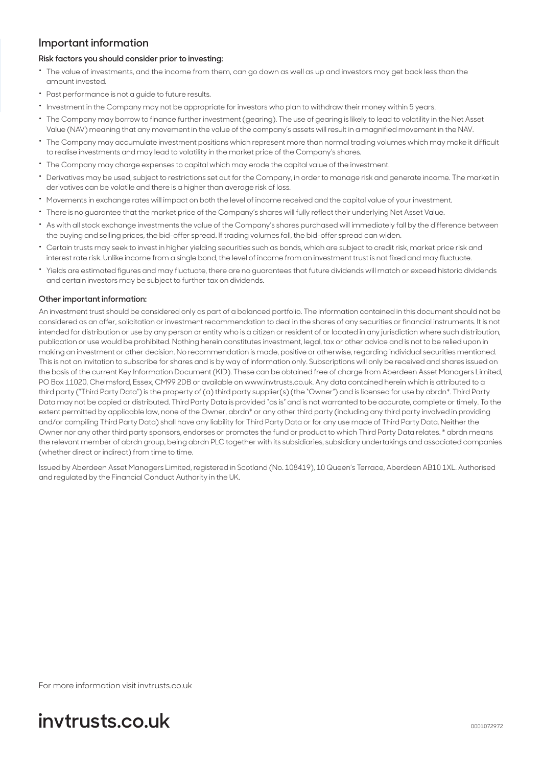## Important information

### Risk factors you should consider prior to investing:

- The value of investments, and the income from them, can go down as well as up and investors may get back less than the amount invested.
- Past performance is not a guide to future results.
- Investment in the Company may not be appropriate for investors who plan to withdraw their money within 5 years.
- The Company may borrow to finance further investment (gearing). The use of gearing is likely to lead to volatility in the Net Asset Value (NAV) meaning that any movement in the value of the company's assets will result in a magnified movement in the NAV.
- The Company may accumulate investment positions which represent more than normal trading volumes which may make it difficult to realise investments and may lead to volatility in the market price of the Company's shares.
- The Company may charge expenses to capital which may erode the capital value of the investment.
- Derivatives may be used, subject to restrictions set out for the Company, in order to manage risk and generate income. The market in derivatives can be volatile and there is a higher than average risk of loss.
- Movements in exchange rates will impact on both the level of income received and the capital value of your investment.
- There is no guarantee that the market price of the Company's shares will fully reflect their underlying Net Asset Value.
- As with all stock exchange investments the value of the Company's shares purchased will immediately fall by the difference between the buying and selling prices, the bid-offer spread. If trading volumes fall, the bid-offer spread can widen.
- Certain trusts may seek to invest in higher yielding securities such as bonds, which are subject to credit risk, market price risk and interest rate risk. Unlike income from a single bond, the level of income from an investment trust is not fixed and may fluctuate.
- Yields are estimated figures and may fluctuate, there are no guarantees that future dividends will match or exceed historic dividends and certain investors may be subject to further tax on dividends.

### Other important information:

An investment trust should be considered only as part of a balanced portfolio. The information contained in this document should not be considered as an offer, solicitation or investment recommendation to deal in the shares of any securities or financial instruments. It is not intended for distribution or use by any person or entity who is a citizen or resident of or located in any jurisdiction where such distribution, publication or use would be prohibited. Nothing herein constitutes investment, legal, tax or other advice and is not to be relied upon in making an investment or other decision. No recommendation is made, positive or otherwise, regarding individual securities mentioned. This is not an invitation to subscribe for shares and is by way of information only. Subscriptions will only be received and shares issued on the basis of the current Key Information Document (KID). These can be obtained free of charge from Aberdeen Asset Managers Limited, PO Box 11020, Chelmsford, Essex, CM99 2DB or available on www.invtrusts.co.uk. Any data contained herein which is attributed to a third party ("Third Party Data") is the property of (a) third party supplier(s) (the "Owner") and is licensed for use by abrdn*. Third Party Data may not be copied or distributed. Third Party Data is provided "as is" and is not warranted to be accurate, complete or timely. To the extent permitted by applicable law, none of the Owner, abrdn* or any other third party (including any third party involved in providing and/or compiling Third Party Data) shall have any liability for Third Party Data or for any use made of Third Party Data. Neither the Owner nor any other third party sponsors, endorses or promotes the fund or product to which Third Party Data relates. * abrdn means the relevant member of abrdn group, being abrdn PLC together with its subsidiaries, subsidiary undertakings and associated companies (whether direct or indirect) from time to time.

Issued by Aberdeen Asset Managers Limited, registered in Scotland (No. 108419), 10 Queen's Terrace, Aberdeen AB10 1XL. Authorised and regulated by the Financial Conduct Authority in the UK.

For more information visit invtrusts.co.uk

# invtrusts.co.uk

0001072972